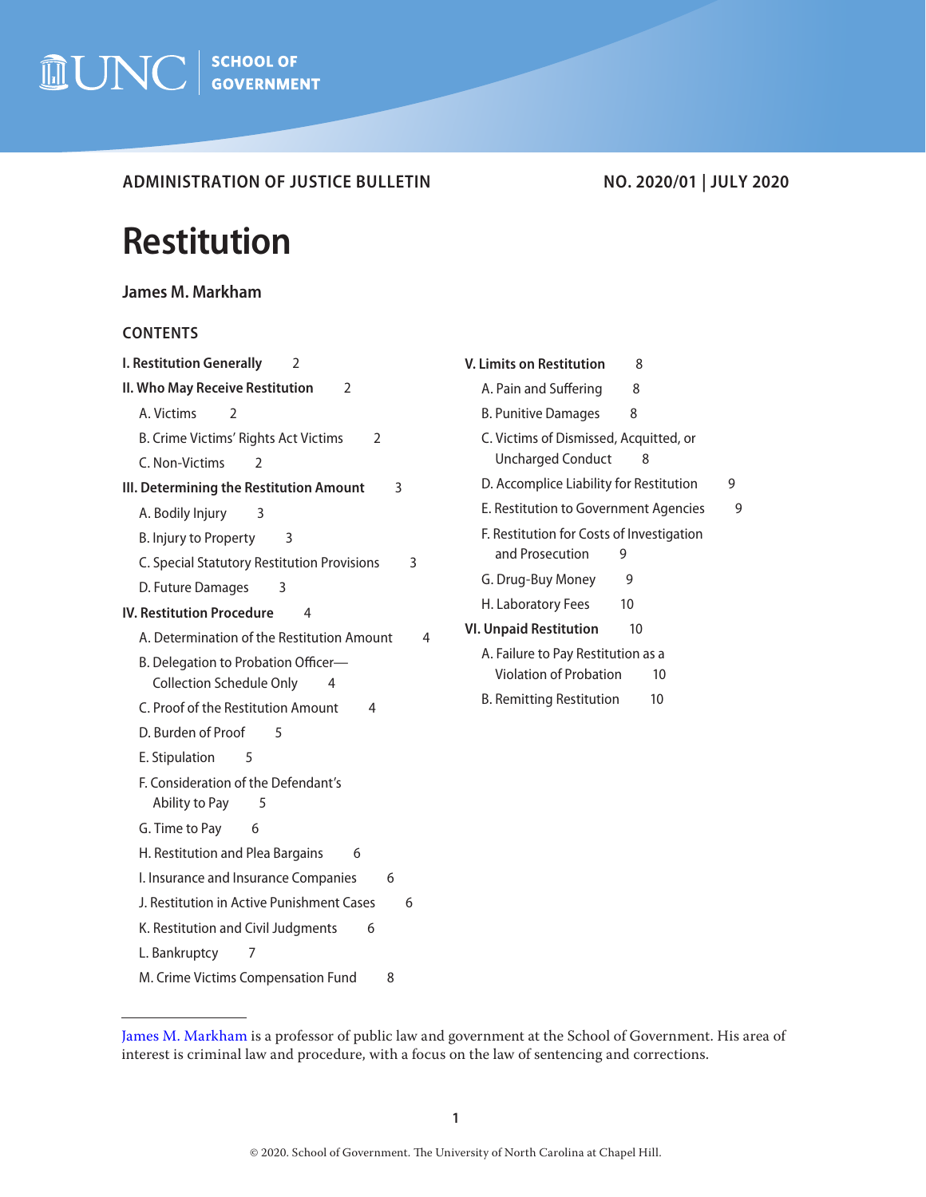UNC SCHOOL OF GOVERNMENT

**ADMINISTRATION OF JUSTICE BULLETIN** | **NO. 2020/01 | JULY 2020**

# Restitution

**James M. Markham**

## CONTENTS

**I. Restitution Generally** 2

**II. Who May Receive Restitution** 2

- A. Victims 2
- B. Crime Victims' Rights Act Victims 2
- C. Non-Victims 2

**III. Determining the Restitution Amount** 3

- A. Bodily Injury 3
- B. Injury to Property 3
- C. Special Statutory Restitution Provisions 3
- D. Future Damages 3

**IV. Restitution Procedure** 4

- A. Determination of the Restitution Amount 4
- B. Delegation to Probation Officer—Collection Schedule Only 4
- C. Proof of the Restitution Amount 4
- D. Burden of Proof 5
- E. Stipulation 5
- F. Consideration of the Defendant's Ability to Pay 5
- G. Time to Pay 6
- H. Restitution and Plea Bargains 6
- I. Insurance and Insurance Companies 6
- J. Restitution in Active Punishment Cases 6
- K. Restitution and Civil Judgments 6
- L. Bankruptcy 7
- M. Crime Victims Compensation Fund 8

**V. Limits on Restitution** 8

- A. Pain and Suffering 8
- B. Punitive Damages 8
- C. Victims of Dismissed, Acquitted, or Uncharged Conduct 8
- D. Accomplice Liability for Restitution 9
- E. Restitution to Government Agencies 9
- F. Restitution for Costs of Investigation and Prosecution 9
- G. Drug-Buy Money 9
- H. Laboratory Fees 10

**VI. Unpaid Restitution** 10

- A. Failure to Pay Restitution as a Violation of Probation 10
- B. Remitting Restitution 10

---

James M. Markham is a professor of public law and government at the School of Government. His area of interest is criminal law and procedure, with a focus on the law of sentencing and corrections.

© 2020. School of Government. The University of North Carolina at Chapel Hill.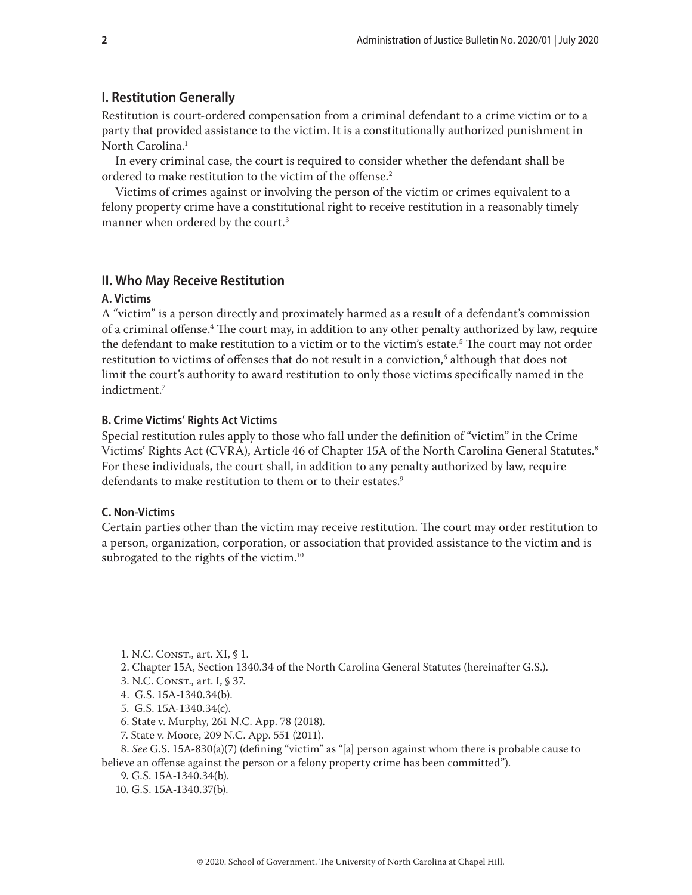## I. Restitution Generally

Restitution is court-ordered compensation from a criminal defendant to a crime victim or to a party that provided assistance to the victim. It is a constitutionally authorized punishment in North Carolina.[1]

In every criminal case, the court is required to consider whether the defendant shall be ordered to make restitution to the victim of the offense.[2]

Victims of crimes against or involving the person of the victim or crimes equivalent to a felony property crime have a constitutional right to receive restitution in a reasonably timely manner when ordered by the court.[3]

## II. Who May Receive Restitution

### A. Victims

A "victim" is a person directly and proximately harmed as a result of a defendant's commission of a criminal offense.[4] The court may, in addition to any other penalty authorized by law, require the defendant to make restitution to a victim or to the victim's estate.[5] The court may not order restitution to victims of offenses that do not result in a conviction,[6] although that does not limit the court's authority to award restitution to only those victims specifically named in the indictment.[7]

### B. Crime Victims' Rights Act Victims

Special restitution rules apply to those who fall under the definition of "victim" in the Crime Victims' Rights Act (CVRA), Article 46 of Chapter 15A of the North Carolina General Statutes.[8] For these individuals, the court shall, in addition to any penalty authorized by law, require defendants to make restitution to them or to their estates.[9]

### C. Non-Victims

Certain parties other than the victim may receive restitution. The court may order restitution to a person, organization, corporation, or association that provided assistance to the victim and is subrogated to the rights of the victim.[10]

---

1. N.C. Const., art. XI, § 1.
2. Chapter 15A, Section 1340.34 of the North Carolina General Statutes (hereinafter G.S.).
3. N.C. Const., art. I, § 37.
4. G.S. 15A-1340.34(b).
5. G.S. 15A-1340.34(c).
6. State v. Murphy, 261 N.C. App. 78 (2018).
7. State v. Moore, 209 N.C. App. 551 (2011).
8. *See* G.S. 15A-830(a)(7) (defining "victim" as "[a] person against whom there is probable cause to believe an offense against the person or a felony property crime has been committed").
9. G.S. 15A-1340.34(b).
10. G.S. 15A-1340.37(b).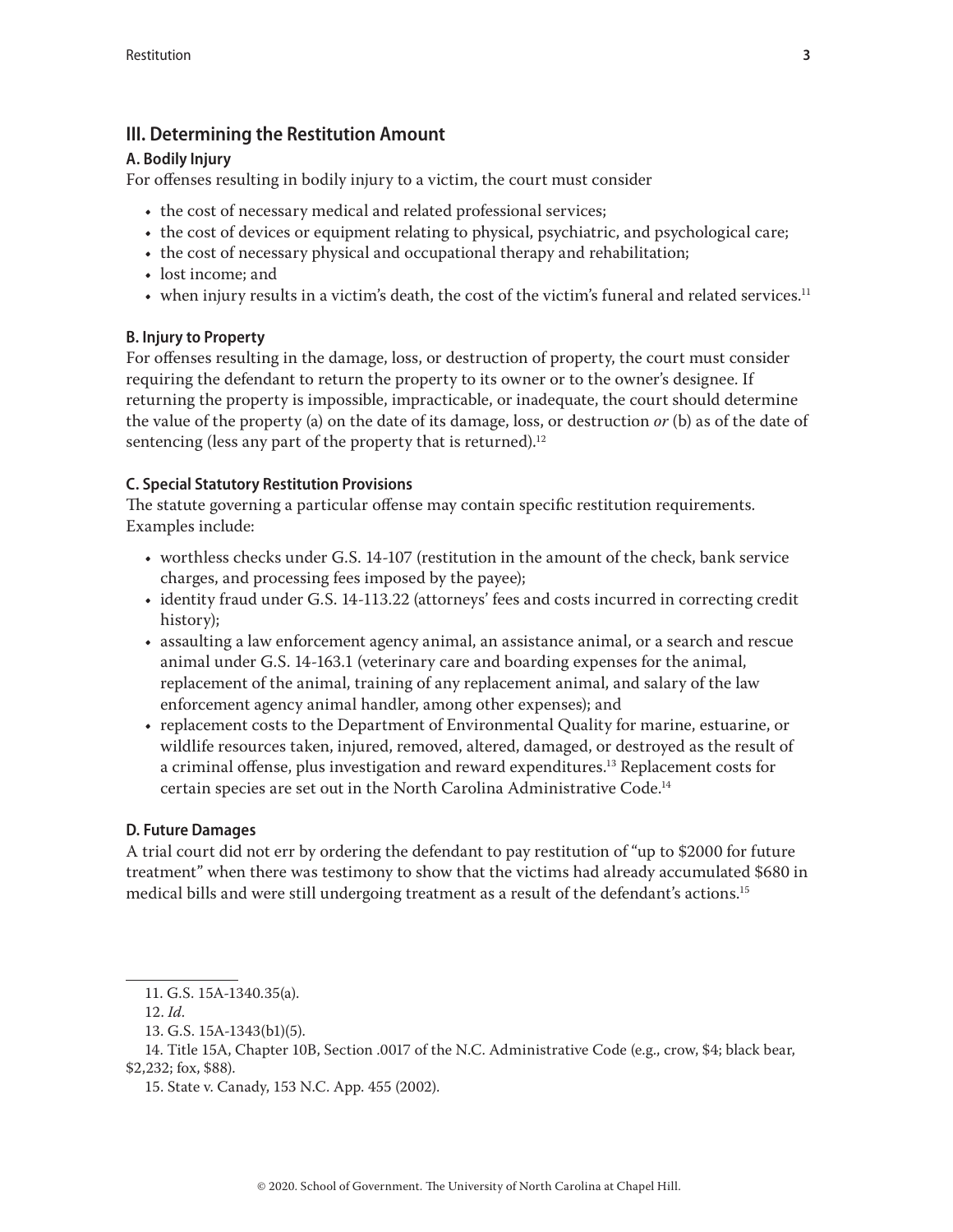## III. Determining the Restitution Amount

### A. Bodily Injury

For offenses resulting in bodily injury to a victim, the court must consider

- the cost of necessary medical and related professional services;
- the cost of devices or equipment relating to physical, psychiatric, and psychological care;
- the cost of necessary physical and occupational therapy and rehabilitation;
- lost income; and
- when injury results in a victim's death, the cost of the victim's funeral and related services.[11]

### B. Injury to Property

For offenses resulting in the damage, loss, or destruction of property, the court must consider requiring the defendant to return the property to its owner or to the owner's designee. If returning the property is impossible, impracticable, or inadequate, the court should determine the value of the property (a) on the date of its damage, loss, or destruction *or* (b) as of the date of sentencing (less any part of the property that is returned).[12]

### C. Special Statutory Restitution Provisions

The statute governing a particular offense may contain specific restitution requirements. Examples include:

- worthless checks under G.S. 14-107 (restitution in the amount of the check, bank service charges, and processing fees imposed by the payee);
- identity fraud under G.S. 14-113.22 (attorneys' fees and costs incurred in correcting credit history);
- assaulting a law enforcement agency animal, an assistance animal, or a search and rescue animal under G.S. 14-163.1 (veterinary care and boarding expenses for the animal, replacement of the animal, training of any replacement animal, and salary of the law enforcement agency animal handler, among other expenses); and
- replacement costs to the Department of Environmental Quality for marine, estuarine, or wildlife resources taken, injured, removed, altered, damaged, or destroyed as the result of a criminal offense, plus investigation and reward expenditures.[13] Replacement costs for certain species are set out in the North Carolina Administrative Code.[14]

### D. Future Damages

A trial court did not err by ordering the defendant to pay restitution of "up to $2000 for future treatment" when there was testimony to show that the victims had already accumulated $680 in medical bills and were still undergoing treatment as a result of the defendant's actions.[15]

---

11. G.S. 15A-1340.35(a).

12. *Id.*

13. G.S. 15A-1343(b1)(5).

14. Title 15A, Chapter 10B, Section .0017 of the N.C. Administrative Code (e.g., crow, $4; black bear, $2,232; fox, $88).

15. State v. Canady, 153 N.C. App. 455 (2002).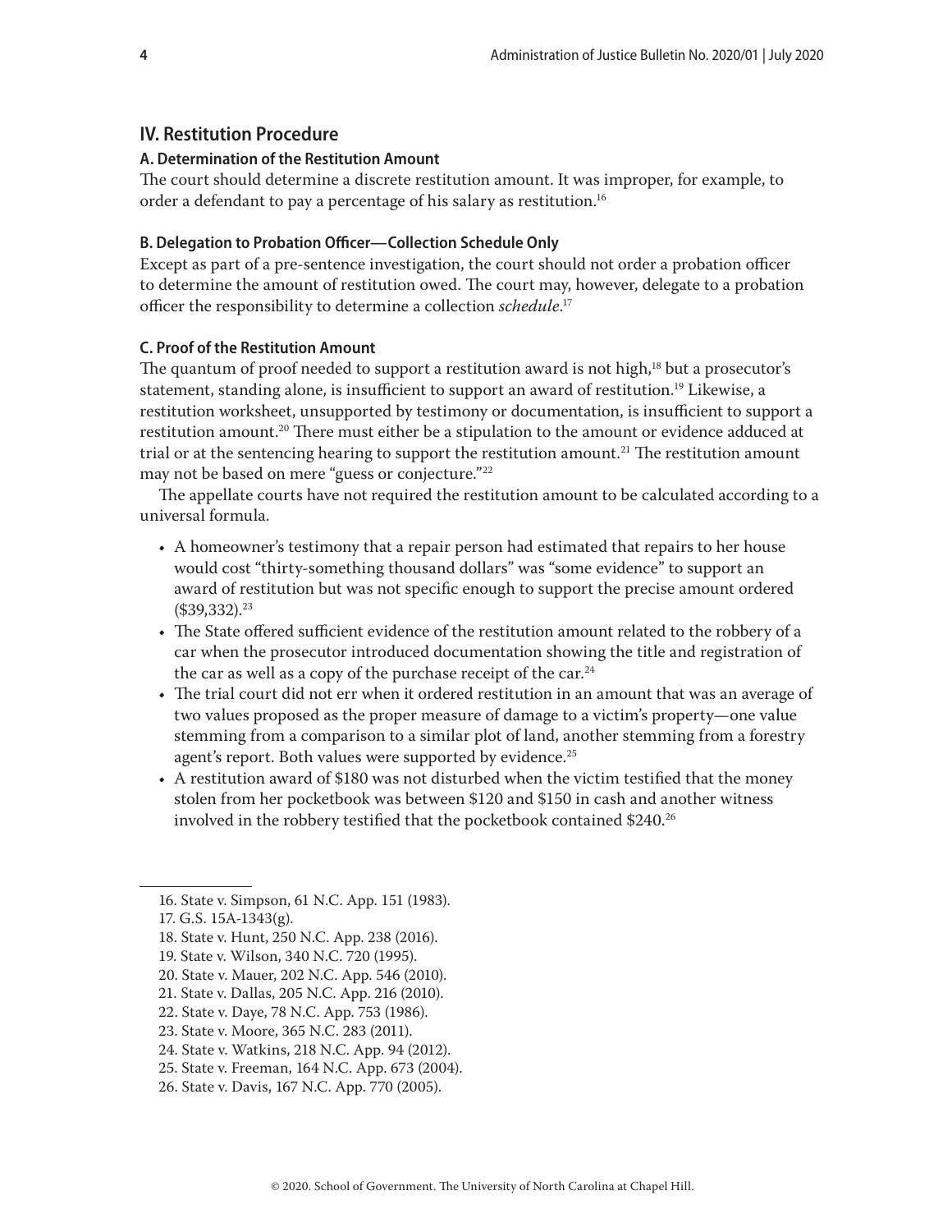## IV. Restitution Procedure

### A. Determination of the Restitution Amount

The court should determine a discrete restitution amount. It was improper, for example, to order a defendant to pay a percentage of his salary as restitution.[16]

### B. Delegation to Probation Officer—Collection Schedule Only

Except as part of a pre-sentence investigation, the court should not order a probation officer to determine the amount of restitution owed. The court may, however, delegate to a probation officer the responsibility to determine a collection *schedule*.[17]

### C. Proof of the Restitution Amount

The quantum of proof needed to support a restitution award is not high,[18] but a prosecutor's statement, standing alone, is insufficient to support an award of restitution.[19] Likewise, a restitution worksheet, unsupported by testimony or documentation, is insufficient to support a restitution amount.[20] There must either be a stipulation to the amount or evidence adduced at trial or at the sentencing hearing to support the restitution amount.[21] The restitution amount may not be based on mere "guess or conjecture."[22]

The appellate courts have not required the restitution amount to be calculated according to a universal formula.

- A homeowner's testimony that a repair person had estimated that repairs to her house would cost "thirty-something thousand dollars" was "some evidence" to support an award of restitution but was not specific enough to support the precise amount ordered ($39,332).[23]
- The State offered sufficient evidence of the restitution amount related to the robbery of a car when the prosecutor introduced documentation showing the title and registration of the car as well as a copy of the purchase receipt of the car.[24]
- The trial court did not err when it ordered restitution in an amount that was an average of two values proposed as the proper measure of damage to a victim's property—one value stemming from a comparison to a similar plot of land, another stemming from a forestry agent's report. Both values were supported by evidence.[25]
- A restitution award of $180 was not disturbed when the victim testified that the money stolen from her pocketbook was between $120 and $150 in cash and another witness involved in the robbery testified that the pocketbook contained $240.[26]

---

16. State v. Simpson, 61 N.C. App. 151 (1983).
17. G.S. 15A-1343(g).
18. State v. Hunt, 250 N.C. App. 238 (2016).
19. State v. Wilson, 340 N.C. 720 (1995).
20. State v. Mauer, 202 N.C. App. 546 (2010).
21. State v. Dallas, 205 N.C. App. 216 (2010).
22. State v. Daye, 78 N.C. App. 753 (1986).
23. State v. Moore, 365 N.C. 283 (2011).
24. State v. Watkins, 218 N.C. App. 94 (2012).
25. State v. Freeman, 164 N.C. App. 673 (2004).
26. State v. Davis, 167 N.C. App. 770 (2005).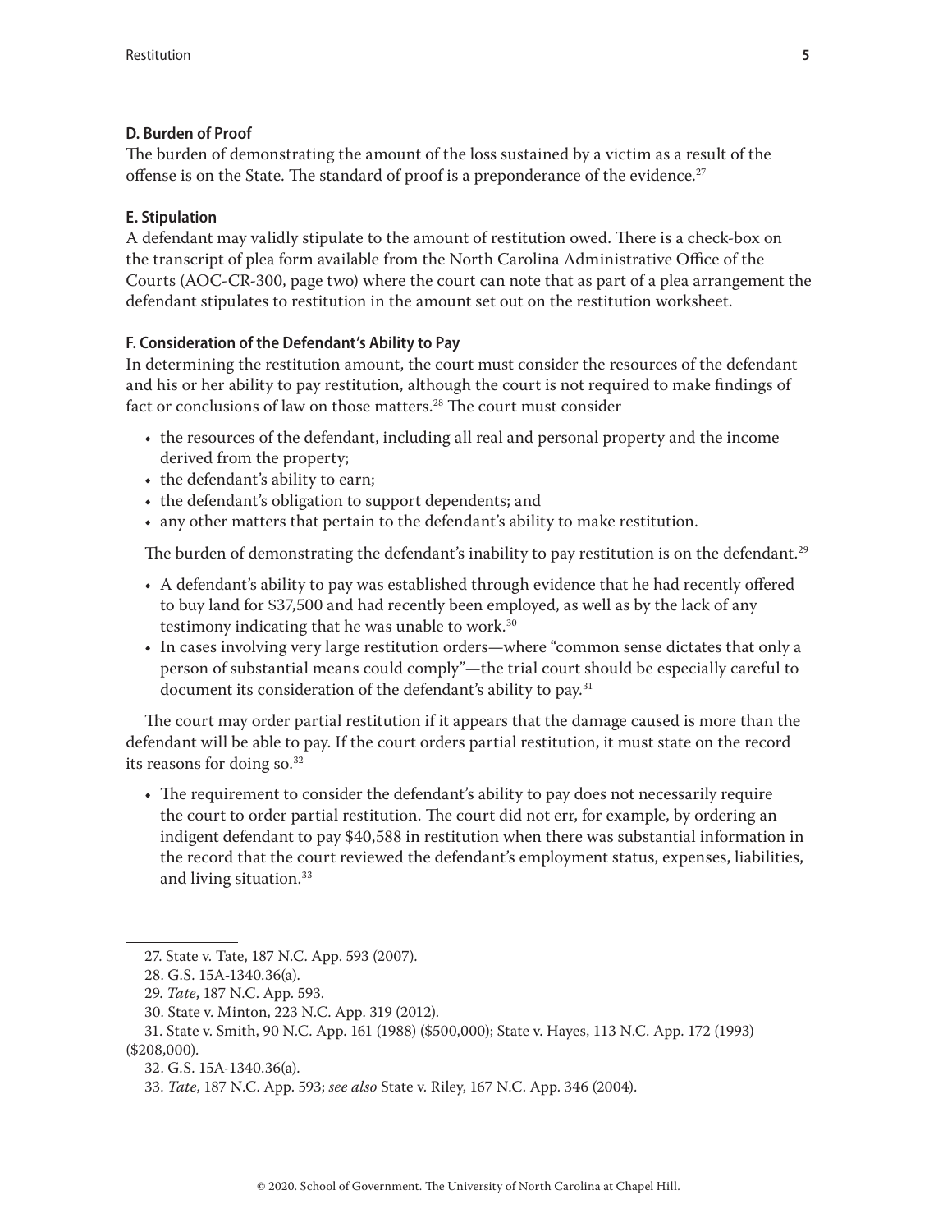### D. Burden of Proof

The burden of demonstrating the amount of the loss sustained by a victim as a result of the offense is on the State. The standard of proof is a preponderance of the evidence.[27]

### E. Stipulation

A defendant may validly stipulate to the amount of restitution owed. There is a check-box on the transcript of plea form available from the North Carolina Administrative Office of the Courts (AOC-CR-300, page two) where the court can note that as part of a plea arrangement the defendant stipulates to restitution in the amount set out on the restitution worksheet.

### F. Consideration of the Defendant's Ability to Pay

In determining the restitution amount, the court must consider the resources of the defendant and his or her ability to pay restitution, although the court is not required to make findings of fact or conclusions of law on those matters.[28] The court must consider

- the resources of the defendant, including all real and personal property and the income derived from the property;
- the defendant's ability to earn;
- the defendant's obligation to support dependents; and
- any other matters that pertain to the defendant's ability to make restitution.

The burden of demonstrating the defendant's inability to pay restitution is on the defendant.[29]

- A defendant's ability to pay was established through evidence that he had recently offered to buy land for $37,500 and had recently been employed, as well as by the lack of any testimony indicating that he was unable to work.[30]
- In cases involving very large restitution orders—where "common sense dictates that only a person of substantial means could comply"—the trial court should be especially careful to document its consideration of the defendant's ability to pay.[31]

The court may order partial restitution if it appears that the damage caused is more than the defendant will be able to pay. If the court orders partial restitution, it must state on the record its reasons for doing so.[32]

- The requirement to consider the defendant's ability to pay does not necessarily require the court to order partial restitution. The court did not err, for example, by ordering an indigent defendant to pay $40,588 in restitution when there was substantial information in the record that the court reviewed the defendant's employment status, expenses, liabilities, and living situation.[33]

---

27. State v. Tate, 187 N.C. App. 593 (2007).

28. G.S. 15A-1340.36(a).

29. *Tate*, 187 N.C. App. 593.

30. State v. Minton, 223 N.C. App. 319 (2012).

31. State v. Smith, 90 N.C. App. 161 (1988) ($500,000); State v. Hayes, 113 N.C. App. 172 (1993) ($208,000).

32. G.S. 15A-1340.36(a).

33. *Tate*, 187 N.C. App. 593; *see also* State v. Riley, 167 N.C. App. 346 (2004).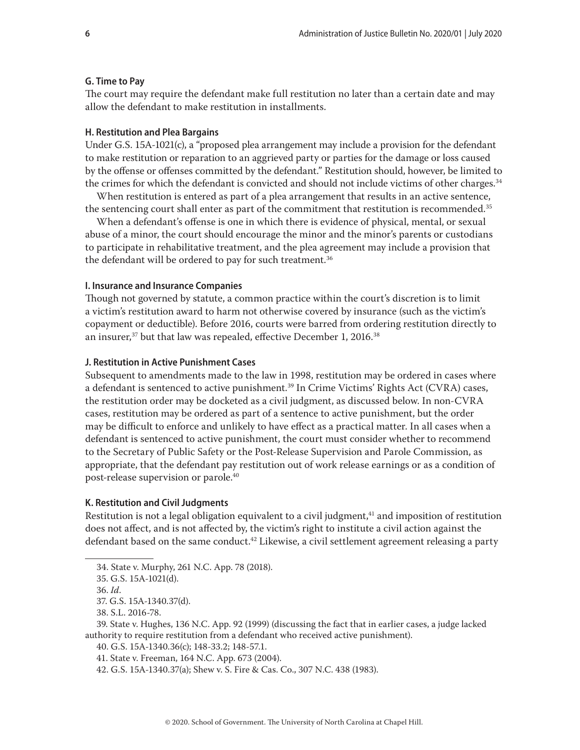### G. Time to Pay

The court may require the defendant make full restitution no later than a certain date and may allow the defendant to make restitution in installments.

### H. Restitution and Plea Bargains

Under G.S. 15A-1021(c), a "proposed plea arrangement may include a provision for the defendant to make restitution or reparation to an aggrieved party or parties for the damage or loss caused by the offense or offenses committed by the defendant." Restitution should, however, be limited to the crimes for which the defendant is convicted and should not include victims of other charges.[34]

When restitution is entered as part of a plea arrangement that results in an active sentence, the sentencing court shall enter as part of the commitment that restitution is recommended.[35]

When a defendant's offense is one in which there is evidence of physical, mental, or sexual abuse of a minor, the court should encourage the minor and the minor's parents or custodians to participate in rehabilitative treatment, and the plea agreement may include a provision that the defendant will be ordered to pay for such treatment.[36]

### I. Insurance and Insurance Companies

Though not governed by statute, a common practice within the court's discretion is to limit a victim's restitution award to harm not otherwise covered by insurance (such as the victim's copayment or deductible). Before 2016, courts were barred from ordering restitution directly to an insurer,[37] but that law was repealed, effective December 1, 2016.[38]

### J. Restitution in Active Punishment Cases

Subsequent to amendments made to the law in 1998, restitution may be ordered in cases where a defendant is sentenced to active punishment.[39] In Crime Victims' Rights Act (CVRA) cases, the restitution order may be docketed as a civil judgment, as discussed below. In non-CVRA cases, restitution may be ordered as part of a sentence to active punishment, but the order may be difficult to enforce and unlikely to have effect as a practical matter. In all cases when a defendant is sentenced to active punishment, the court must consider whether to recommend to the Secretary of Public Safety or the Post-Release Supervision and Parole Commission, as appropriate, that the defendant pay restitution out of work release earnings or as a condition of post-release supervision or parole.[40]

### K. Restitution and Civil Judgments

Restitution is not a legal obligation equivalent to a civil judgment,[41] and imposition of restitution does not affect, and is not affected by, the victim's right to institute a civil action against the defendant based on the same conduct.[42] Likewise, a civil settlement agreement releasing a party

---

34. State v. Murphy, 261 N.C. App. 78 (2018).

35. G.S. 15A-1021(d).

36. *Id*.

37. G.S. 15A-1340.37(d).

38. S.L. 2016-78.

39. State v. Hughes, 136 N.C. App. 92 (1999) (discussing the fact that in earlier cases, a judge lacked authority to require restitution from a defendant who received active punishment).

40. G.S. 15A-1340.36(c); 148-33.2; 148-57.1.

41. State v. Freeman, 164 N.C. App. 673 (2004).

42. G.S. 15A-1340.37(a); Shew v. S. Fire & Cas. Co., 307 N.C. 438 (1983).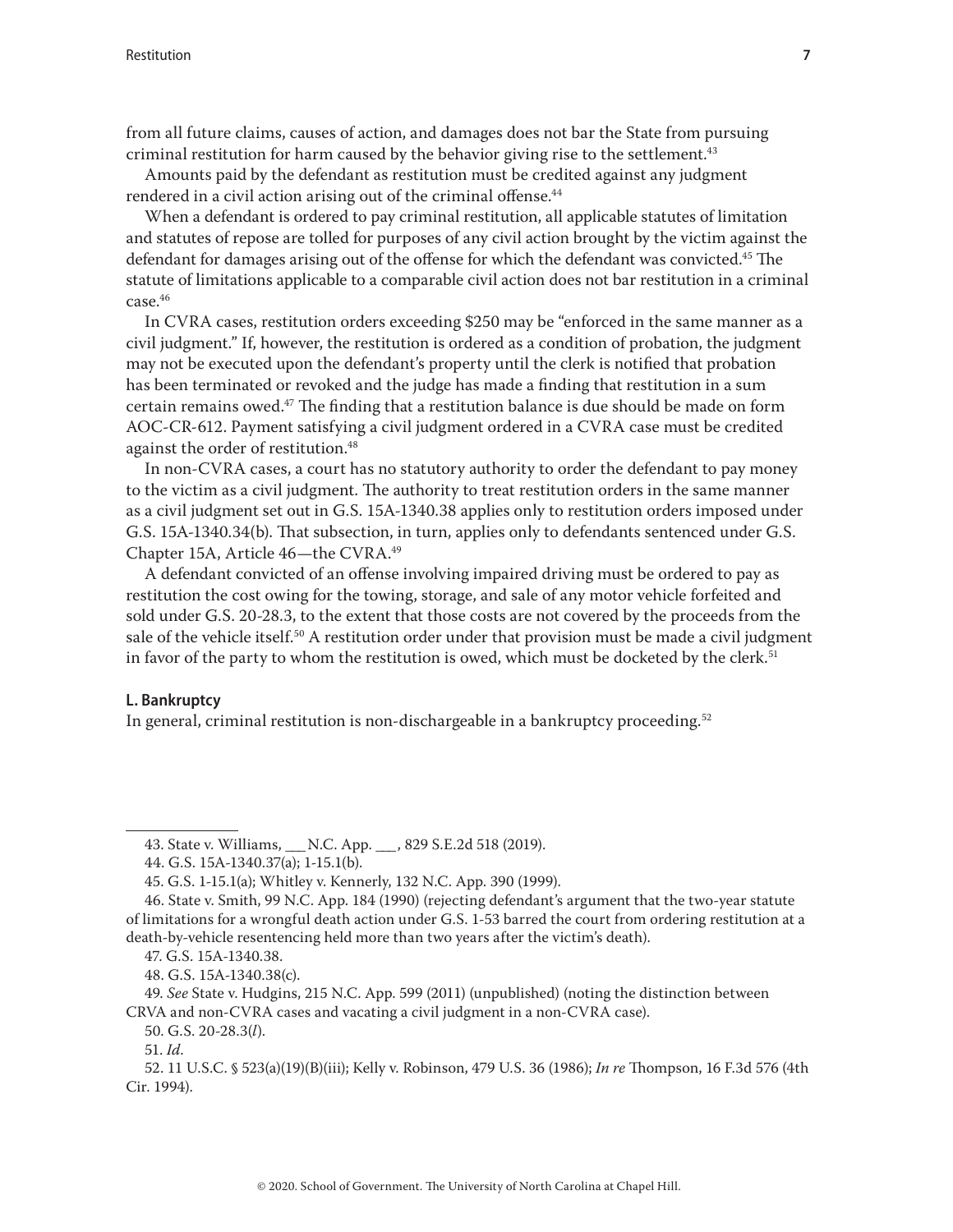from all future claims, causes of action, and damages does not bar the State from pursuing criminal restitution for harm caused by the behavior giving rise to the settlement.[43]

Amounts paid by the defendant as restitution must be credited against any judgment rendered in a civil action arising out of the criminal offense.[44]

When a defendant is ordered to pay criminal restitution, all applicable statutes of limitation and statutes of repose are tolled for purposes of any civil action brought by the victim against the defendant for damages arising out of the offense for which the defendant was convicted.[45] The statute of limitations applicable to a comparable civil action does not bar restitution in a criminal case.[46]

In CVRA cases, restitution orders exceeding $250 may be "enforced in the same manner as a civil judgment." If, however, the restitution is ordered as a condition of probation, the judgment may not be executed upon the defendant's property until the clerk is notified that probation has been terminated or revoked and the judge has made a finding that restitution in a sum certain remains owed.[47] The finding that a restitution balance is due should be made on form AOC-CR-612. Payment satisfying a civil judgment ordered in a CVRA case must be credited against the order of restitution.[48]

In non-CVRA cases, a court has no statutory authority to order the defendant to pay money to the victim as a civil judgment. The authority to treat restitution orders in the same manner as a civil judgment set out in G.S. 15A-1340.38 applies only to restitution orders imposed under G.S. 15A-1340.34(b). That subsection, in turn, applies only to defendants sentenced under G.S. Chapter 15A, Article 46—the CVRA.[49]

A defendant convicted of an offense involving impaired driving must be ordered to pay as restitution the cost owing for the towing, storage, and sale of any motor vehicle forfeited and sold under G.S. 20-28.3, to the extent that those costs are not covered by the proceeds from the sale of the vehicle itself.[50] A restitution order under that provision must be made a civil judgment in favor of the party to whom the restitution is owed, which must be docketed by the clerk.[51]

### L. Bankruptcy

In general, criminal restitution is non-dischargeable in a bankruptcy proceeding.[52]

---

43. State v. Williams, ___ N.C. App. ___, 829 S.E.2d 518 (2019).

44. G.S. 15A-1340.37(a); 1-15.1(b).

45. G.S. 1-15.1(a); Whitley v. Kennerly, 132 N.C. App. 390 (1999).

46. State v. Smith, 99 N.C. App. 184 (1990) (rejecting defendant's argument that the two-year statute of limitations for a wrongful death action under G.S. 1-53 barred the court from ordering restitution at a death-by-vehicle resentencing held more than two years after the victim's death).

47. G.S. 15A-1340.38.

48. G.S. 15A-1340.38(c).

49. *See* State v. Hudgins, 215 N.C. App. 599 (2011) (unpublished) (noting the distinction between CRVA and non-CVRA cases and vacating a civil judgment in a non-CVRA case).

50. G.S. 20-28.3(*l*).

51. *Id.*

52. 11 U.S.C. § 523(a)(19)(B)(iii); Kelly v. Robinson, 479 U.S. 36 (1986); *In re* Thompson, 16 F.3d 576 (4th Cir. 1994).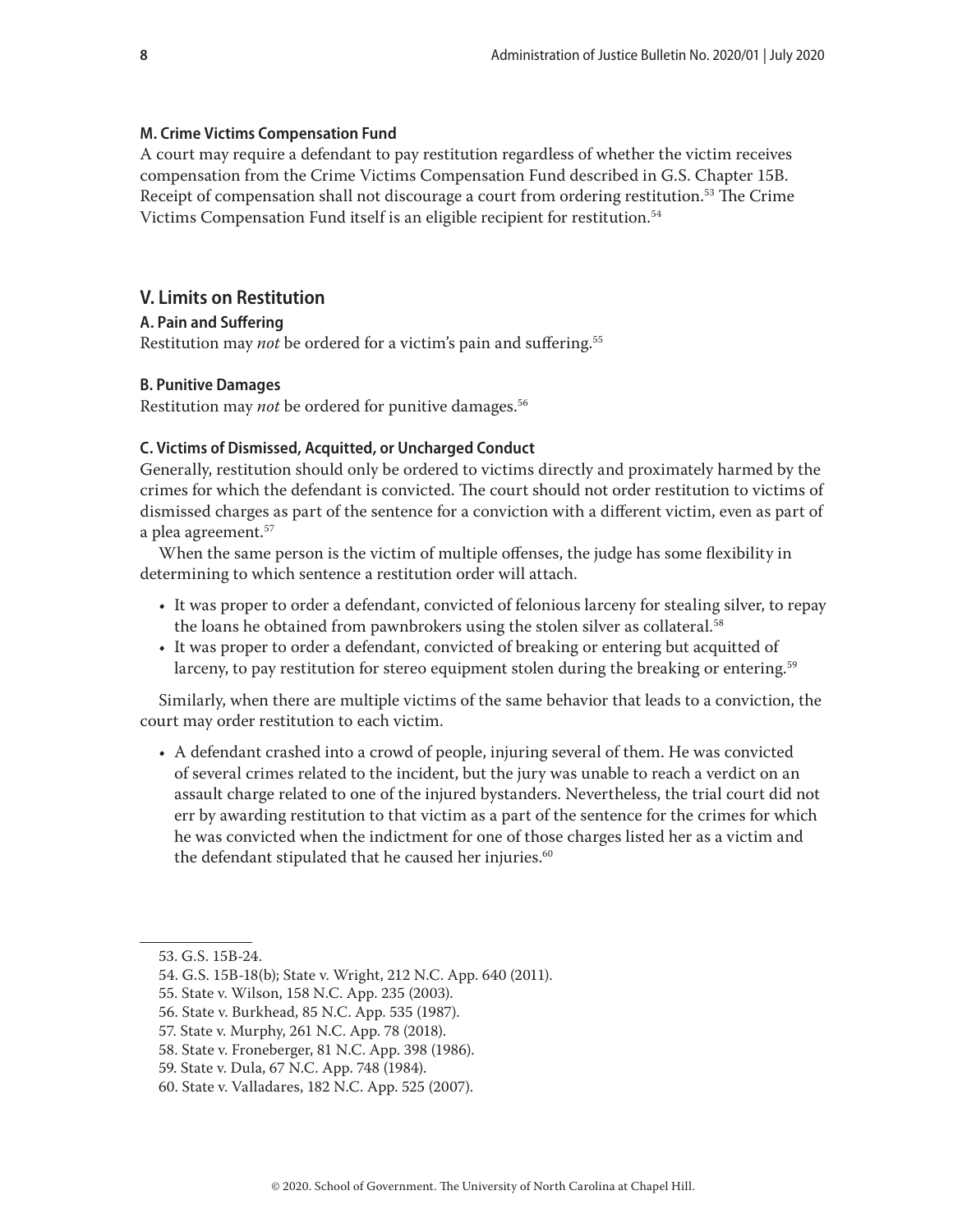#### M. Crime Victims Compensation Fund

A court may require a defendant to pay restitution regardless of whether the victim receives compensation from the Crime Victims Compensation Fund described in G.S. Chapter 15B. Receipt of compensation shall not discourage a court from ordering restitution.[53] The Crime Victims Compensation Fund itself is an eligible recipient for restitution.[54]

## V. Limits on Restitution

#### A. Pain and Suffering

Restitution may *not* be ordered for a victim's pain and suffering.[55]

#### B. Punitive Damages

Restitution may *not* be ordered for punitive damages.[56]

#### C. Victims of Dismissed, Acquitted, or Uncharged Conduct

Generally, restitution should only be ordered to victims directly and proximately harmed by the crimes for which the defendant is convicted. The court should not order restitution to victims of dismissed charges as part of the sentence for a conviction with a different victim, even as part of a plea agreement.[57]

When the same person is the victim of multiple offenses, the judge has some flexibility in determining to which sentence a restitution order will attach.

- It was proper to order a defendant, convicted of felonious larceny for stealing silver, to repay the loans he obtained from pawnbrokers using the stolen silver as collateral.[58]
- It was proper to order a defendant, convicted of breaking or entering but acquitted of larceny, to pay restitution for stereo equipment stolen during the breaking or entering.[59]

Similarly, when there are multiple victims of the same behavior that leads to a conviction, the court may order restitution to each victim.

- A defendant crashed into a crowd of people, injuring several of them. He was convicted of several crimes related to the incident, but the jury was unable to reach a verdict on an assault charge related to one of the injured bystanders. Nevertheless, the trial court did not err by awarding restitution to that victim as a part of the sentence for the crimes for which he was convicted when the indictment for one of those charges listed her as a victim and the defendant stipulated that he caused her injuries.[60]

---

53. G.S. 15B-24.
54. G.S. 15B-18(b); State v. Wright, 212 N.C. App. 640 (2011).
55. State v. Wilson, 158 N.C. App. 235 (2003).
56. State v. Burkhead, 85 N.C. App. 535 (1987).
57. State v. Murphy, 261 N.C. App. 78 (2018).
58. State v. Froneberger, 81 N.C. App. 398 (1986).
59. State v. Dula, 67 N.C. App. 748 (1984).
60. State v. Valladares, 182 N.C. App. 525 (2007).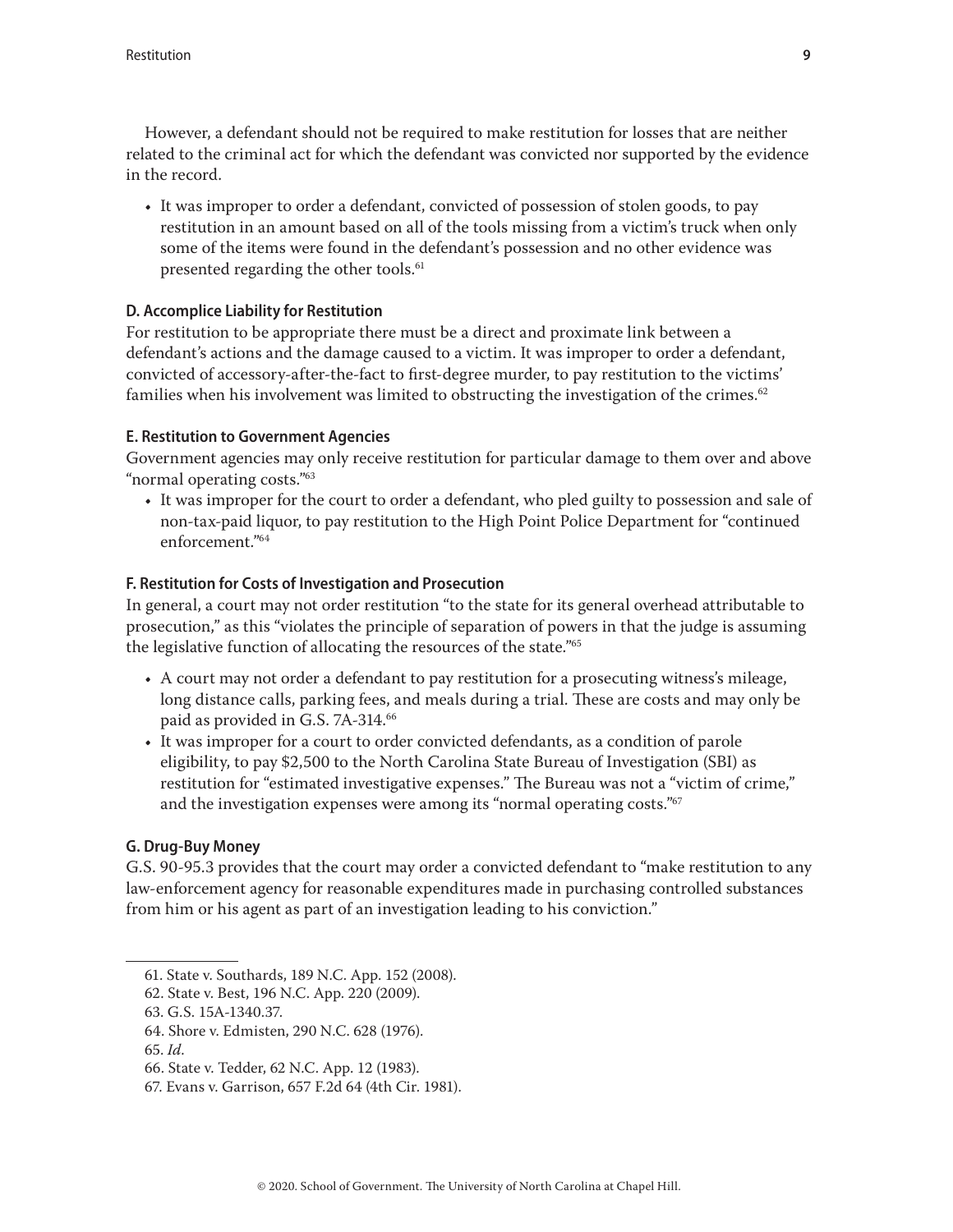However, a defendant should not be required to make restitution for losses that are neither related to the criminal act for which the defendant was convicted nor supported by the evidence in the record.

- It was improper to order a defendant, convicted of possession of stolen goods, to pay restitution in an amount based on all of the tools missing from a victim's truck when only some of the items were found in the defendant's possession and no other evidence was presented regarding the other tools.[61]

### D. Accomplice Liability for Restitution

For restitution to be appropriate there must be a direct and proximate link between a defendant's actions and the damage caused to a victim. It was improper to order a defendant, convicted of accessory-after-the-fact to first-degree murder, to pay restitution to the victims' families when his involvement was limited to obstructing the investigation of the crimes.[62]

### E. Restitution to Government Agencies

Government agencies may only receive restitution for particular damage to them over and above "normal operating costs."[63]

- It was improper for the court to order a defendant, who pled guilty to possession and sale of non-tax-paid liquor, to pay restitution to the High Point Police Department for "continued enforcement."[64]

### F. Restitution for Costs of Investigation and Prosecution

In general, a court may not order restitution "to the state for its general overhead attributable to prosecution," as this "violates the principle of separation of powers in that the judge is assuming the legislative function of allocating the resources of the state."[65]

- A court may not order a defendant to pay restitution for a prosecuting witness's mileage, long distance calls, parking fees, and meals during a trial. These are costs and may only be paid as provided in G.S. 7A-314.[66]
- It was improper for a court to order convicted defendants, as a condition of parole eligibility, to pay $2,500 to the North Carolina State Bureau of Investigation (SBI) as restitution for "estimated investigative expenses." The Bureau was not a "victim of crime," and the investigation expenses were among its "normal operating costs."[67]

### G. Drug-Buy Money

G.S. 90-95.3 provides that the court may order a convicted defendant to "make restitution to any law-enforcement agency for reasonable expenditures made in purchasing controlled substances from him or his agent as part of an investigation leading to his conviction."

---

61. State v. Southards, 189 N.C. App. 152 (2008).
62. State v. Best, 196 N.C. App. 220 (2009).
63. G.S. 15A-1340.37.
64. Shore v. Edmisten, 290 N.C. 628 (1976).
65. *Id.*
66. State v. Tedder, 62 N.C. App. 12 (1983).
67. Evans v. Garrison, 657 F.2d 64 (4th Cir. 1981).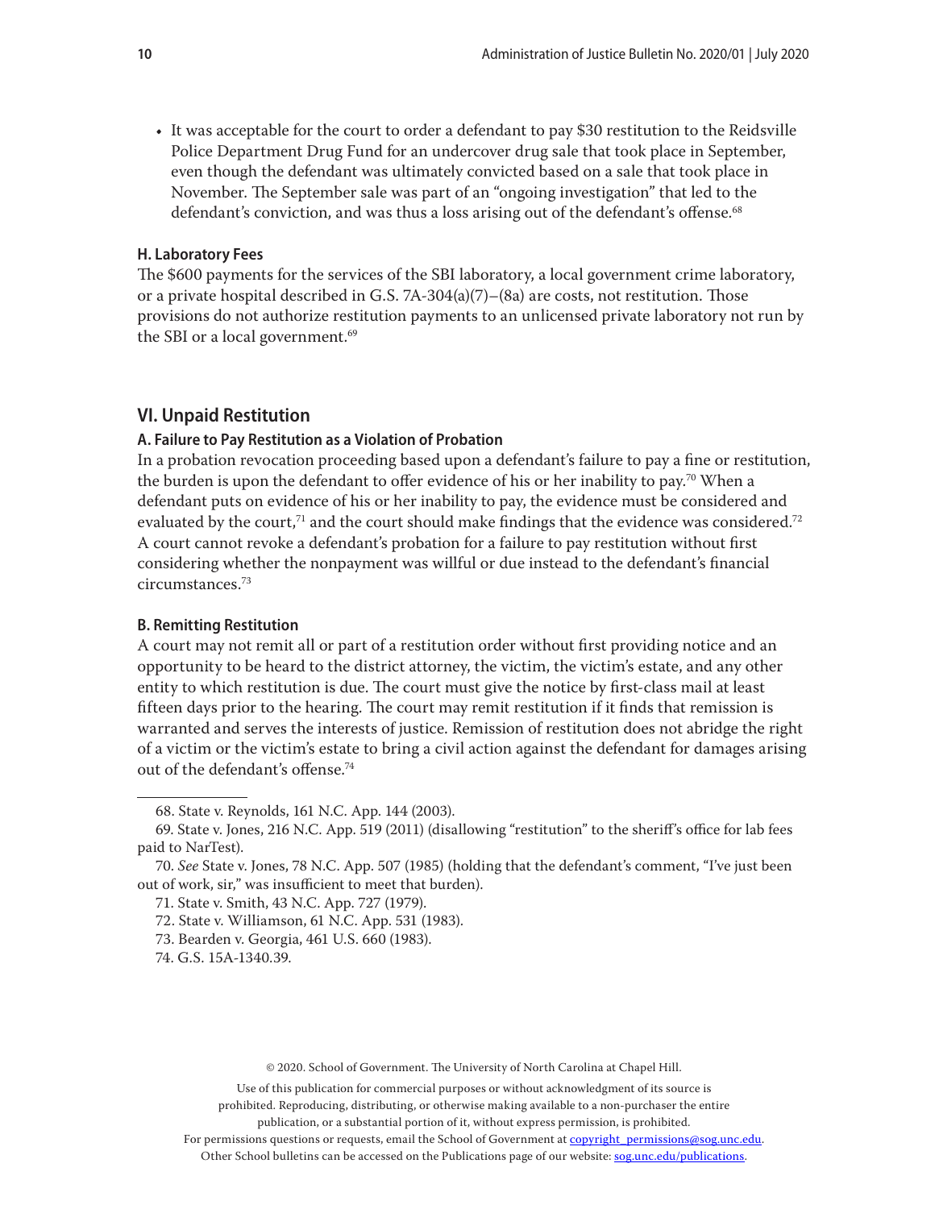- It was acceptable for the court to order a defendant to pay $30 restitution to the Reidsville Police Department Drug Fund for an undercover drug sale that took place in September, even though the defendant was ultimately convicted based on a sale that took place in November. The September sale was part of an "ongoing investigation" that led to the defendant's conviction, and was thus a loss arising out of the defendant's offense.[68]

### H. Laboratory Fees

The $600 payments for the services of the SBI laboratory, a local government crime laboratory, or a private hospital described in G.S. 7A-304(a)(7)–(8a) are costs, not restitution. Those provisions do not authorize restitution payments to an unlicensed private laboratory not run by the SBI or a local government.[69]

## VI. Unpaid Restitution

### A. Failure to Pay Restitution as a Violation of Probation

In a probation revocation proceeding based upon a defendant's failure to pay a fine or restitution, the burden is upon the defendant to offer evidence of his or her inability to pay.[70] When a defendant puts on evidence of his or her inability to pay, the evidence must be considered and evaluated by the court,[71] and the court should make findings that the evidence was considered.[72] A court cannot revoke a defendant's probation for a failure to pay restitution without first considering whether the nonpayment was willful or due instead to the defendant's financial circumstances.[73]

### B. Remitting Restitution

A court may not remit all or part of a restitution order without first providing notice and an opportunity to be heard to the district attorney, the victim, the victim's estate, and any other entity to which restitution is due. The court must give the notice by first-class mail at least fifteen days prior to the hearing. The court may remit restitution if it finds that remission is warranted and serves the interests of justice. Remission of restitution does not abridge the right of a victim or the victim's estate to bring a civil action against the defendant for damages arising out of the defendant's offense.[74]

---

68. State v. Reynolds, 161 N.C. App. 144 (2003).

69. State v. Jones, 216 N.C. App. 519 (2011) (disallowing "restitution" to the sheriff's office for lab fees paid to NarTest).

70. *See* State v. Jones, 78 N.C. App. 507 (1985) (holding that the defendant's comment, "I've just been out of work, sir," was insufficient to meet that burden).

71. State v. Smith, 43 N.C. App. 727 (1979).

72. State v. Williamson, 61 N.C. App. 531 (1983).

73. Bearden v. Georgia, 461 U.S. 660 (1983).

74. G.S. 15A-1340.39.

© 2020. School of Government. The University of North Carolina at Chapel Hill.

Use of this publication for commercial purposes or without acknowledgment of its source is prohibited. Reproducing, distributing, or otherwise making available to a non-purchaser the entire publication, or a substantial portion of it, without express permission, is prohibited.

For permissions questions or requests, email the School of Government at copyright_permissions@sog.unc.edu.
Other School bulletins can be accessed on the Publications page of our website: sog.unc.edu/publications.